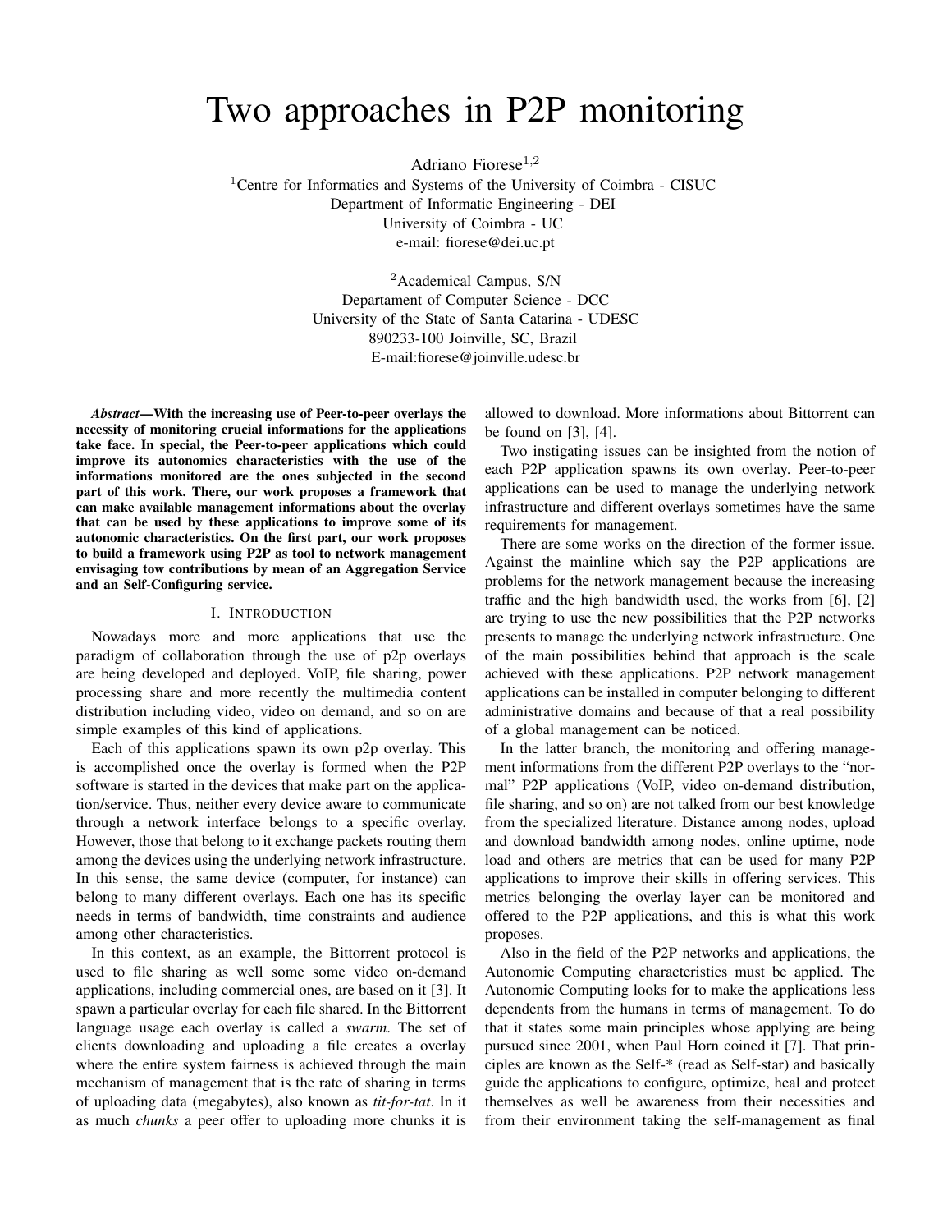# Two approaches in P2P monitoring

Adriano Fiorese[1,2]

[1]Centre for Informatics and Systems of the University of Coimbra - CISUC
Department of Informatic Engineering - DEI
University of Coimbra - UC
e-mail: fiorese@dei.uc.pt

[2]Academical Campus, S/N
Departament of Computer Science - DCC
University of the State of Santa Catarina - UDESC
890233-100 Joinville, SC, Brazil
E-mail:fiorese@joinville.udesc.br

***Abstract*—With the increasing use of Peer-to-peer overlays the necessity of monitoring crucial informations for the applications take face. In special, the Peer-to-peer applications which could improve its autonomics characteristics with the use of the informations monitored are the ones subjected in the second part of this work. There, our work proposes a framework that can make available management informations about the overlay that can be used by these applications to improve some of its autonomic characteristics. On the first part, our work proposes to build a framework using P2P as tool to network management envisaging tow contributions by mean of an Aggregation Service and an Self-Configuring service.**

## I. Introduction

Nowadays more and more applications that use the paradigm of collaboration through the use of p2p overlays are being developed and deployed. VoIP, file sharing, power processing share and more recently the multimedia content distribution including video, video on demand, and so on are simple examples of this kind of applications.

Each of this applications spawn its own p2p overlay. This is accomplished once the overlay is formed when the P2P software is started in the devices that make part on the application/service. Thus, neither every device aware to communicate through a network interface belongs to a specific overlay. However, those that belong to it exchange packets routing them among the devices using the underlying network infrastructure. In this sense, the same device (computer, for instance) can belong to many different overlays. Each one has its specific needs in terms of bandwidth, time constraints and audience among other characteristics.

In this context, as an example, the Bittorrent protocol is used to file sharing as well some some video on-demand applications, including commercial ones, are based on it [3]. It spawn a particular overlay for each file shared. In the Bittorrent language usage each overlay is called a *swarm*. The set of clients downloading and uploading a file creates a overlay where the entire system fairness is achieved through the main mechanism of management that is the rate of sharing in terms of uploading data (megabytes), also known as *tit-for-tat*. In it as much *chunks* a peer offer to uploading more chunks it is allowed to download. More informations about Bittorrent can be found on [3], [4].

Two instigating issues can be insighted from the notion of each P2P application spawns its own overlay. Peer-to-peer applications can be used to manage the underlying network infrastructure and different overlays sometimes have the same requirements for management.

There are some works on the direction of the former issue. Against the mainline which say the P2P applications are problems for the network management because the increasing traffic and the high bandwidth used, the works from [6], [2] are trying to use the new possibilities that the P2P networks presents to manage the underlying network infrastructure. One of the main possibilities behind that approach is the scale achieved with these applications. P2P network management applications can be installed in computer belonging to different administrative domains and because of that a real possibility of a global management can be noticed.

In the latter branch, the monitoring and offering management informations from the different P2P overlays to the "normal" P2P applications (VoIP, video on-demand distribution, file sharing, and so on) are not talked from our best knowledge from the specialized literature. Distance among nodes, upload and download bandwidth among nodes, online uptime, node load and others are metrics that can be used for many P2P applications to improve their skills in offering services. This metrics belonging the overlay layer can be monitored and offered to the P2P applications, and this is what this work proposes.

Also in the field of the P2P networks and applications, the Autonomic Computing characteristics must be applied. The Autonomic Computing looks for to make the applications less dependents from the humans in terms of management. To do that it states some main principles whose applying are being pursued since 2001, when Paul Horn coined it [7]. That principles are known as the Self-* (read as Self-star) and basically guide the applications to configure, optimize, heal and protect themselves as well be awareness from their necessities and from their environment taking the self-management as final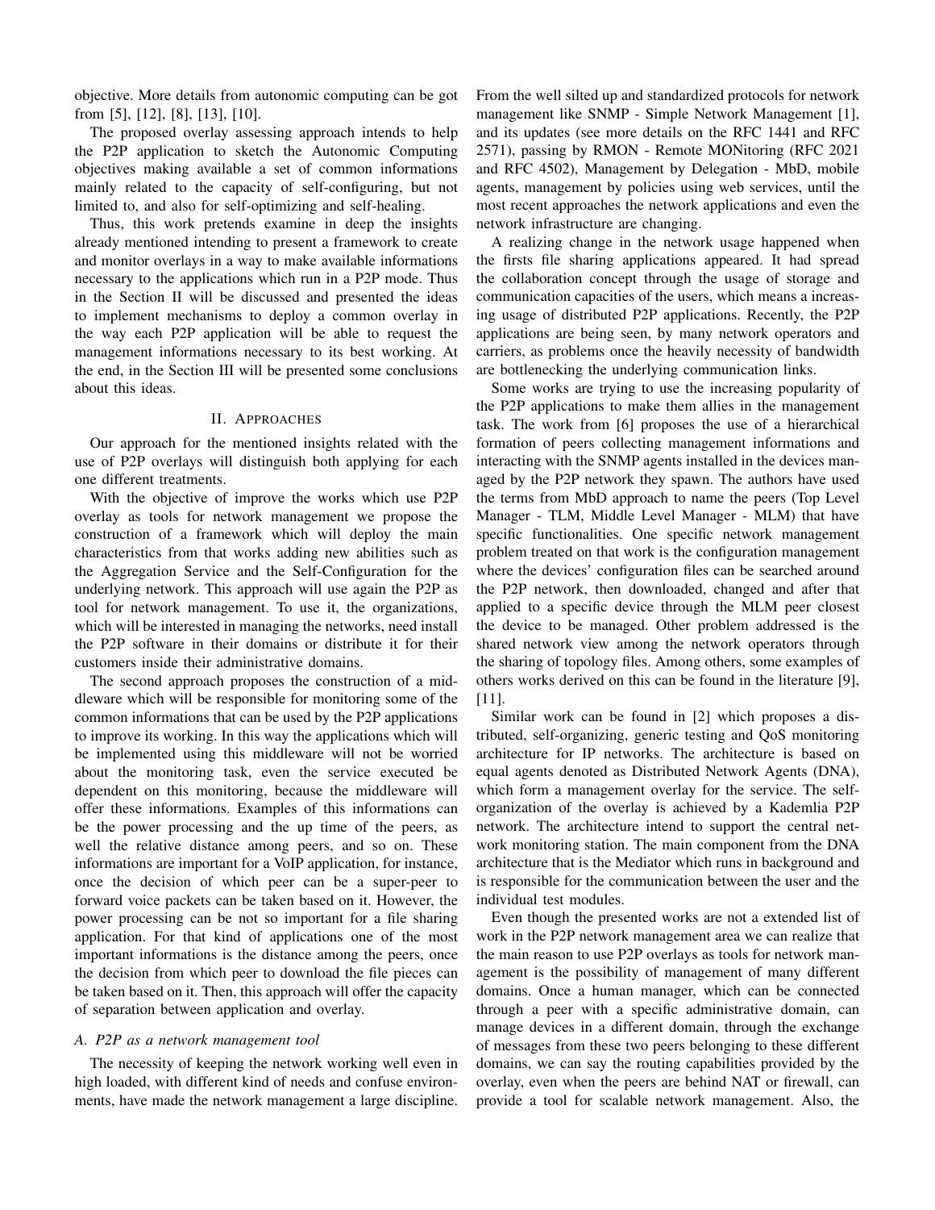objective. More details from autonomic computing can be got from [5], [12], [8], [13], [10].

The proposed overlay assessing approach intends to help the P2P application to sketch the Autonomic Computing objectives making available a set of common informations mainly related to the capacity of self-configuring, but not limited to, and also for self-optimizing and self-healing.

Thus, this work pretends examine in deep the insights already mentioned intending to present a framework to create and monitor overlays in a way to make available informations necessary to the applications which run in a P2P mode. Thus in the Section II will be discussed and presented the ideas to implement mechanisms to deploy a common overlay in the way each P2P application will be able to request the management informations necessary to its best working. At the end, in the Section III will be presented some conclusions about this ideas.

## II. Approaches

Our approach for the mentioned insights related with the use of P2P overlays will distinguish both applying for each one different treatments.

With the objective of improve the works which use P2P overlay as tools for network management we propose the construction of a framework which will deploy the main characteristics from that works adding new abilities such as the Aggregation Service and the Self-Configuration for the underlying network. This approach will use again the P2P as tool for network management. To use it, the organizations, which will be interested in managing the networks, need install the P2P software in their domains or distribute it for their customers inside their administrative domains.

The second approach proposes the construction of a middleware which will be responsible for monitoring some of the common informations that can be used by the P2P applications to improve its working. In this way the applications which will be implemented using this middleware will not be worried about the monitoring task, even the service executed be dependent on this monitoring, because the middleware will offer these informations. Examples of this informations can be the power processing and the up time of the peers, as well the relative distance among peers, and so on. These informations are important for a VoIP application, for instance, once the decision of which peer can be a super-peer to forward voice packets can be taken based on it. However, the power processing can be not so important for a file sharing application. For that kind of applications one of the most important informations is the distance among the peers, once the decision from which peer to download the file pieces can be taken based on it. Then, this approach will offer the capacity of separation between application and overlay.

### A. P2P as a network management tool

The necessity of keeping the network working well even in high loaded, with different kind of needs and confuse environments, have made the network management a large discipline. From the well silted up and standardized protocols for network management like SNMP - Simple Network Management [1], and its updates (see more details on the RFC 1441 and RFC 2571), passing by RMON - Remote MONitoring (RFC 2021 and RFC 4502), Management by Delegation - MbD, mobile agents, management by policies using web services, until the most recent approaches the network applications and even the network infrastructure are changing.

A realizing change in the network usage happened when the firsts file sharing applications appeared. It had spread the collaboration concept through the usage of storage and communication capacities of the users, which means a increasing usage of distributed P2P applications. Recently, the P2P applications are being seen, by many network operators and carriers, as problems once the heavily necessity of bandwidth are bottlenecking the underlying communication links.

Some works are trying to use the increasing popularity of the P2P applications to make them allies in the management task. The work from [6] proposes the use of a hierarchical formation of peers collecting management informations and interacting with the SNMP agents installed in the devices managed by the P2P network they spawn. The authors have used the terms from MbD approach to name the peers (Top Level Manager - TLM, Middle Level Manager - MLM) that have specific functionalities. One specific network management problem treated on that work is the configuration management where the devices' configuration files can be searched around the P2P network, then downloaded, changed and after that applied to a specific device through the MLM peer closest the device to be managed. Other problem addressed is the shared network view among the network operators through the sharing of topology files. Among others, some examples of others works derived on this can be found in the literature [9], [11].

Similar work can be found in [2] which proposes a distributed, self-organizing, generic testing and QoS monitoring architecture for IP networks. The architecture is based on equal agents denoted as Distributed Network Agents (DNA), which form a management overlay for the service. The self-organization of the overlay is achieved by a Kademlia P2P network. The architecture intend to support the central network monitoring station. The main component from the DNA architecture that is the Mediator which runs in background and is responsible for the communication between the user and the individual test modules.

Even though the presented works are not a extended list of work in the P2P network management area we can realize that the main reason to use P2P overlays as tools for network management is the possibility of management of many different domains. Once a human manager, which can be connected through a peer with a specific administrative domain, can manage devices in a different domain, through the exchange of messages from these two peers belonging to these different domains, we can say the routing capabilities provided by the overlay, even when the peers are behind NAT or firewall, can provide a tool for scalable network management. Also, the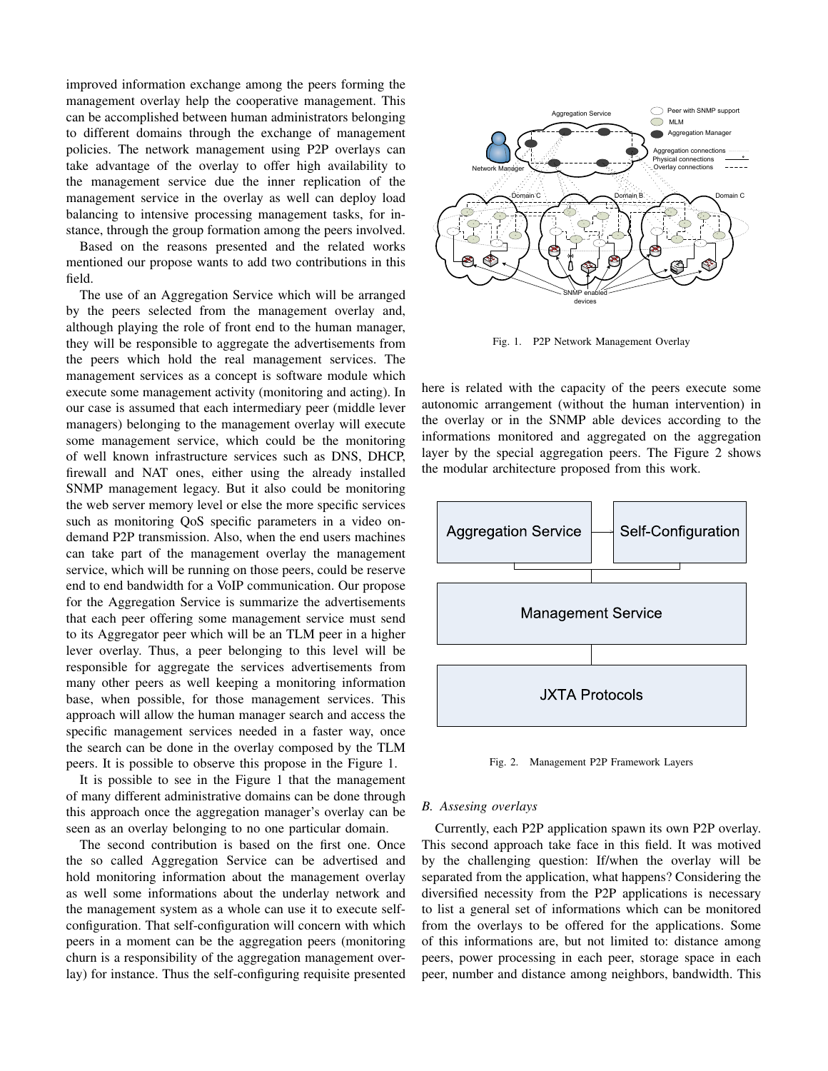improved information exchange among the peers forming the management overlay help the cooperative management. This can be accomplished between human administrators belonging to different domains through the exchange of management policies. The network management using P2P overlays can take advantage of the overlay to offer high availability to the management service due the inner replication of the management service in the overlay as well can deploy load balancing to intensive processing management tasks, for instance, through the group formation among the peers involved.

Based on the reasons presented and the related works mentioned our propose wants to add two contributions in this field.

The use of an Aggregation Service which will be arranged by the peers selected from the management overlay and, although playing the role of front end to the human manager, they will be responsible to aggregate the advertisements from the peers which hold the real management services. The management services as a concept is software module which execute some management activity (monitoring and acting). In our case is assumed that each intermediary peer (middle lever managers) belonging to the management overlay will execute some management service, which could be the monitoring of well known infrastructure services such as DNS, DHCP, firewall and NAT ones, either using the already installed SNMP management legacy. But it also could be monitoring the web server memory level or else the more specific services such as monitoring QoS specific parameters in a video on-demand P2P transmission. Also, when the end users machines can take part of the management overlay the management service, which will be running on those peers, could be reserve end to end bandwidth for a VoIP communication. Our propose for the Aggregation Service is summarize the advertisements that each peer offering some management service must send to its Aggregator peer which will be an TLM peer in a higher lever overlay. Thus, a peer belonging to this level will be responsible for aggregate the services advertisements from many other peers as well keeping a monitoring information base, when possible, for those management services. This approach will allow the human manager search and access the specific management services needed in a faster way, once the search can be done in the overlay composed by the TLM peers. It is possible to observe this propose in the Figure 1.

Fig. 1. P2P Network Management Overlay

It is possible to see in the Figure 1 that the management of many different administrative domains can be done through this approach once the aggregation manager's overlay can be seen as an overlay belonging to no one particular domain.

The second contribution is based on the first one. Once the so called Aggregation Service can be advertised and hold monitoring information about the management overlay as well some informations about the underlay network and the management system as a whole can use it to execute self-configuration. That self-configuration will concern with which peers in a moment can be the aggregation peers (monitoring churn is a responsibility of the aggregation management overlay) for instance. Thus the self-configuring requisite presented here is related with the capacity of the peers execute some autonomic arrangement (without the human intervention) in the overlay or in the SNMP able devices according to the informations monitored and aggregated on the aggregation layer by the special aggregation peers. The Figure 2 shows the modular architecture proposed from this work.

Fig. 2. Management P2P Framework Layers

### B. Assesing overlays

Currently, each P2P application spawn its own P2P overlay. This second approach take face in this field. It was motived by the challenging question: If/when the overlay will be separated from the application, what happens? Considering the diversified necessity from the P2P applications is necessary to list a general set of informations which can be monitored from the overlays to be offered for the applications. Some of this informations are, but not limited to: distance among peers, power processing in each peer, storage space in each peer, number and distance among neighbors, bandwidth. This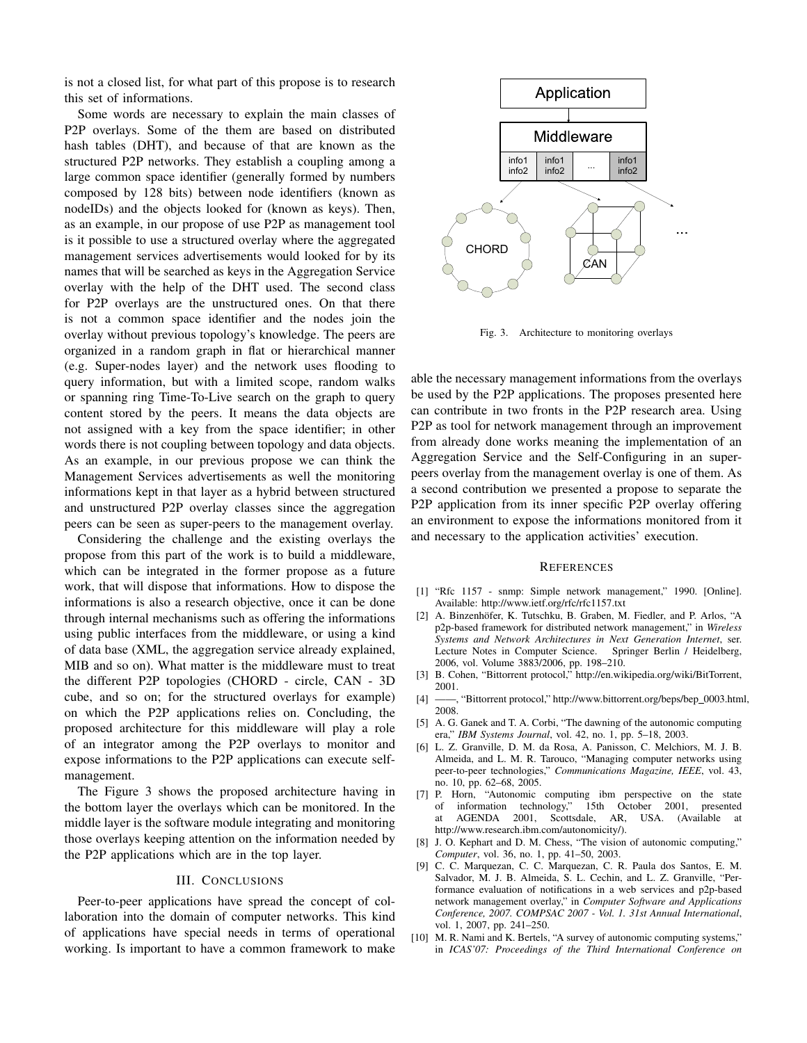is not a closed list, for what part of this propose is to research this set of informations.

Some words are necessary to explain the main classes of P2P overlays. Some of the them are based on distributed hash tables (DHT), and because of that are known as the structured P2P networks. They establish a coupling among a large common space identifier (generally formed by numbers composed by 128 bits) between node identifiers (known as nodeIDs) and the objects looked for (known as keys). Then, as an example, in our propose of use P2P as management tool is it possible to use a structured overlay where the aggregated management services advertisements would looked for by its names that will be searched as keys in the Aggregation Service overlay with the help of the DHT used. The second class for P2P overlays are the unstructured ones. On that there is not a common space identifier and the nodes join the overlay without previous topology's knowledge. The peers are organized in a random graph in flat or hierarchical manner (e.g. Super-nodes layer) and the network uses flooding to query information, but with a limited scope, random walks or spanning ring Time-To-Live search on the graph to query content stored by the peers. It means the data objects are not assigned with a key from the space identifier; in other words there is not coupling between topology and data objects. As an example, in our previous propose we can think the Management Services advertisements as well the monitoring informations kept in that layer as a hybrid between structured and unstructured P2P overlay classes since the aggregation peers can be seen as super-peers to the management overlay.

Considering the challenge and the existing overlays the propose from this part of the work is to build a middleware, which can be integrated in the former propose as a future work, that will dispose that informations. How to dispose the informations is also a research objective, once it can be done through internal mechanisms such as offering the informations using public interfaces from the middleware, or using a kind of data base (XML, the aggregation service already explained, MIB and so on). What matter is the middleware must to treat the different P2P topologies (CHORD - circle, CAN - 3D cube, and so on; for the structured overlays for example) on which the P2P applications relies on. Concluding, the proposed architecture for this middleware will play a role of an integrator among the P2P overlays to monitor and expose informations to the P2P applications can execute self-management.

The Figure 3 shows the proposed architecture having in the bottom layer the overlays which can be monitored. In the middle layer is the software module integrating and monitoring those overlays keeping attention on the information needed by the P2P applications which are in the top layer.

Fig. 3. Architecture to monitoring overlays

## III. Conclusions

Peer-to-peer applications have spread the concept of collaboration into the domain of computer networks. This kind of applications have special needs in terms of operational working. Is important to have a common framework to make able the necessary management informations from the overlays be used by the P2P applications. The proposes presented here can contribute in two fronts in the P2P research area. Using P2P as tool for network management through an improvement from already done works meaning the implementation of an Aggregation Service and the Self-Configuring in an super-peers overlay from the management overlay is one of them. As a second contribution we presented a propose to separate the P2P application from its inner specific P2P overlay offering an environment to expose the informations monitored from it and necessary to the application activities' execution.

## References

[1] "Rfc 1157 - snmp: Simple network management," 1990. [Online]. Available: http://www.ietf.org/rfc/rfc1157.txt

[2] A. Binzenhöfer, K. Tutschku, B. Graben, M. Fiedler, and P. Arlos, "A p2p-based framework for distributed network management," in *Wireless Systems and Network Architectures in Next Generation Internet*, ser. Lecture Notes in Computer Science. Springer Berlin / Heidelberg, 2006, vol. Volume 3883/2006, pp. 198–210.

[3] B. Cohen, "Bittorrent protocol," http://en.wikipedia.org/wiki/BitTorrent, 2001.

[4] ——, "Bittorrent protocol," http://www.bittorrent.org/beps/bep_0003.html, 2008.

[5] A. G. Ganek and T. A. Corbi, "The dawning of the autonomic computing era," *IBM Systems Journal*, vol. 42, no. 1, pp. 5–18, 2003.

[6] L. Z. Granville, D. M. da Rosa, A. Panisson, C. Melchiors, M. J. B. Almeida, and L. M. R. Tarouco, "Managing computer networks using peer-to-peer technologies," *Communications Magazine, IEEE*, vol. 43, no. 10, pp. 62–68, 2005.

[7] P. Horn, "Autonomic computing ibm perspective on the state of information technology," 15th October 2001, presented at AGENDA 2001, Scottsdale, AR, USA. (Available at http://www.research.ibm.com/autonomicity/).

[8] J. O. Kephart and D. M. Chess, "The vision of autonomic computing," *Computer*, vol. 36, no. 1, pp. 41–50, 2003.

[9] C. C. Marquezan, C. C. Marquezan, C. R. Paula dos Santos, E. M. Salvador, M. J. B. Almeida, S. L. Cechin, and L. Z. Granville, "Performance evaluation of notifications in a web services and p2p-based network management overlay," in *Computer Software and Applications Conference, 2007. COMPSAC 2007 - Vol. 1. 31st Annual International*, vol. 1, 2007, pp. 241–250.

[10] M. R. Nami and K. Bertels, "A survey of autonomic computing systems," in *ICAS'07: Proceedings of the Third International Conference on*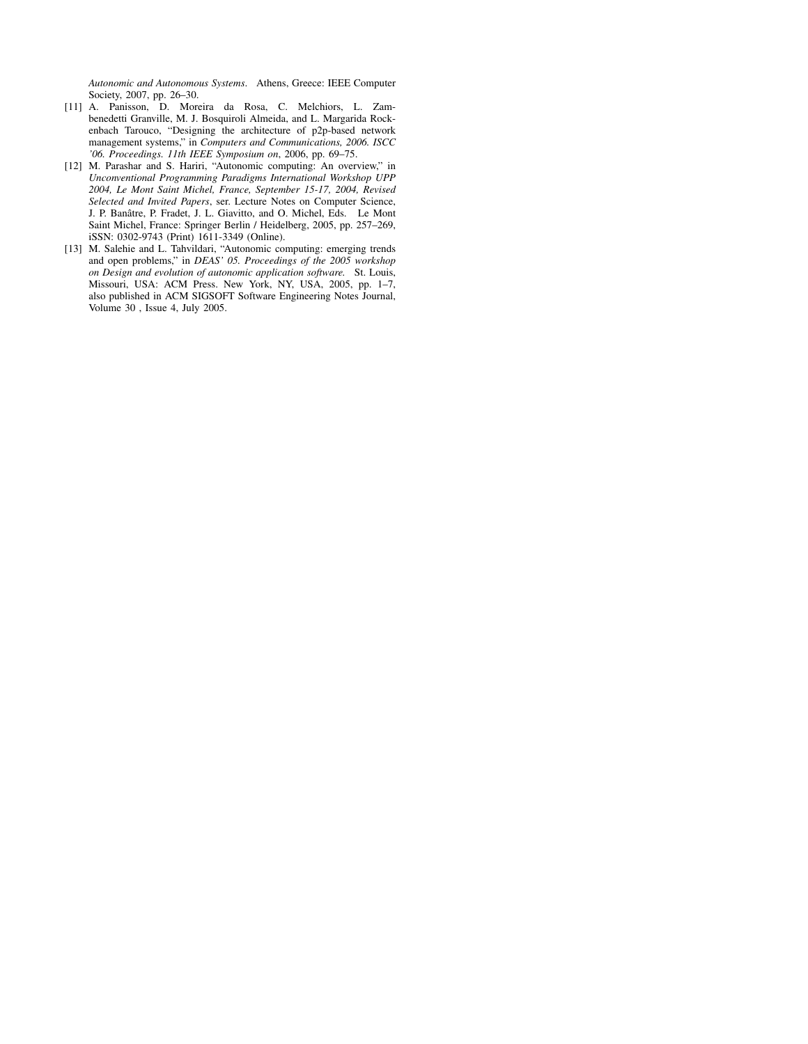*Autonomic and Autonomous Systems*. Athens, Greece: IEEE Computer Society, 2007, pp. 26–30.

[11] A. Panisson, D. Moreira da Rosa, C. Melchiors, L. Zambenedetti Granville, M. J. Bosquiroli Almeida, and L. Margarida Rockenbach Tarouco, "Designing the architecture of p2p-based network management systems," in *Computers and Communications, 2006. ISCC '06. Proceedings. 11th IEEE Symposium on*, 2006, pp. 69–75.

[12] M. Parashar and S. Hariri, "Autonomic computing: An overview," in *Unconventional Programming Paradigms International Workshop UPP 2004, Le Mont Saint Michel, France, September 15-17, 2004, Revised Selected and Invited Papers*, ser. Lecture Notes on Computer Science, J. P. Banâtre, P. Fradet, J. L. Giavitto, and O. Michel, Eds. Le Mont Saint Michel, France: Springer Berlin / Heidelberg, 2005, pp. 257–269, iSSN: 0302-9743 (Print) 1611-3349 (Online).

[13] M. Salehie and L. Tahvildari, "Autonomic computing: emerging trends and open problems," in *DEAS' 05. Proceedings of the 2005 workshop on Design and evolution of autonomic application software.* St. Louis, Missouri, USA: ACM Press. New York, NY, USA, 2005, pp. 1–7, also published in ACM SIGSOFT Software Engineering Notes Journal, Volume 30 , Issue 4, July 2005.